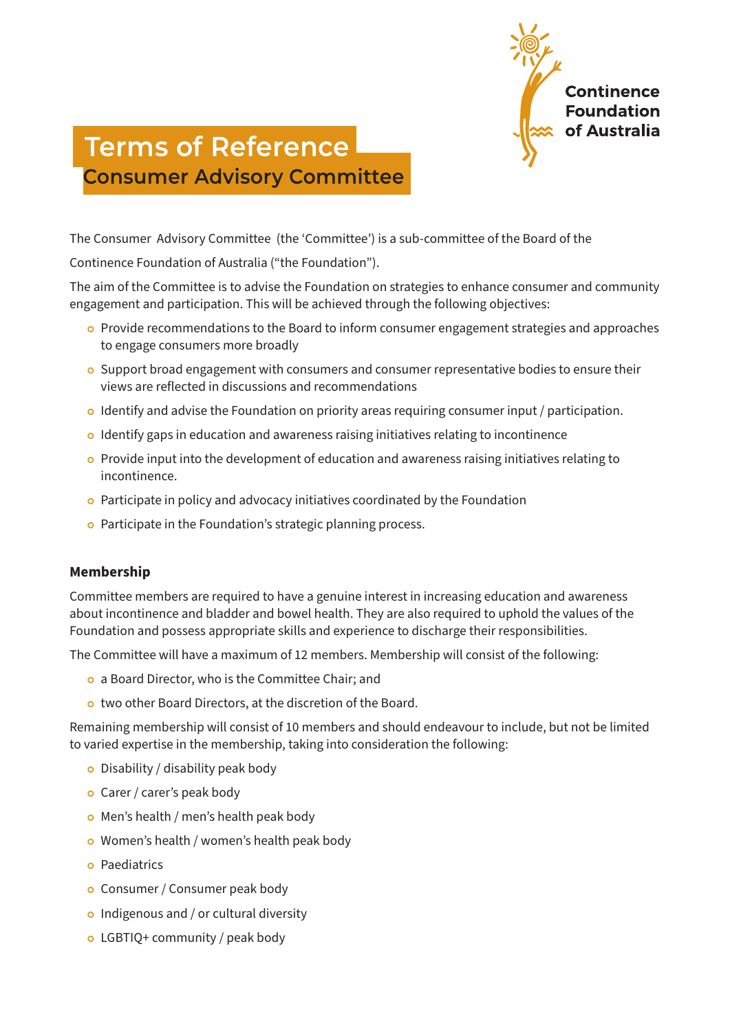Continence Foundation of Australia

# Terms of Reference

## Consumer Advisory Committee

The Consumer Advisory Committee (the 'Committee') is a sub-committee of the Board of the Continence Foundation of Australia ("the Foundation").

The aim of the Committee is to advise the Foundation on strategies to enhance consumer and community engagement and participation. This will be achieved through the following objectives:

- Provide recommendations to the Board to inform consumer engagement strategies and approaches to engage consumers more broadly
- Support broad engagement with consumers and consumer representative bodies to ensure their views are reflected in discussions and recommendations
- Identify and advise the Foundation on priority areas requiring consumer input / participation.
- Identify gaps in education and awareness raising initiatives relating to incontinence
- Provide input into the development of education and awareness raising initiatives relating to incontinence.
- Participate in policy and advocacy initiatives coordinated by the Foundation
- Participate in the Foundation's strategic planning process.

### Membership

Committee members are required to have a genuine interest in increasing education and awareness about incontinence and bladder and bowel health. They are also required to uphold the values of the Foundation and possess appropriate skills and experience to discharge their responsibilities.

The Committee will have a maximum of 12 members. Membership will consist of the following:

- a Board Director, who is the Committee Chair; and
- two other Board Directors, at the discretion of the Board.

Remaining membership will consist of 10 members and should endeavour to include, but not be limited to varied expertise in the membership, taking into consideration the following:

- Disability / disability peak body
- Carer / carer's peak body
- Men's health / men's health peak body
- Women's health / women's health peak body
- Paediatrics
- Consumer / Consumer peak body
- Indigenous and / or cultural diversity
- LGBTIQ+ community / peak body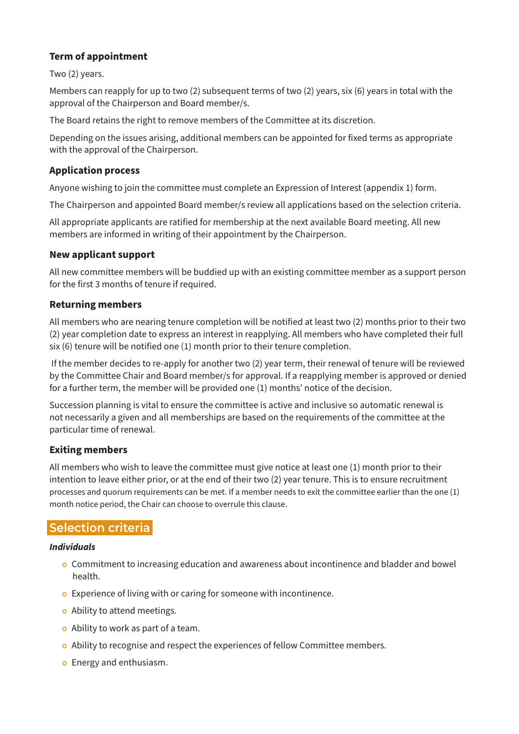### Term of appointment

Two (2) years.

Members can reapply for up to two (2) subsequent terms of two (2) years, six (6) years in total with the approval of the Chairperson and Board member/s.

The Board retains the right to remove members of the Committee at its discretion.

Depending on the issues arising, additional members can be appointed for fixed terms as appropriate with the approval of the Chairperson.

### Application process

Anyone wishing to join the committee must complete an Expression of Interest (appendix 1) form.

The Chairperson and appointed Board member/s review all applications based on the selection criteria.

All appropriate applicants are ratified for membership at the next available Board meeting. All new members are informed in writing of their appointment by the Chairperson.

### New applicant support

All new committee members will be buddied up with an existing committee member as a support person for the first 3 months of tenure if required.

### Returning members

All members who are nearing tenure completion will be notified at least two (2) months prior to their two (2) year completion date to express an interest in reapplying. All members who have completed their full six (6) tenure will be notified one (1) month prior to their tenure completion.

If the member decides to re-apply for another two (2) year term, their renewal of tenure will be reviewed by the Committee Chair and Board member/s for approval. If a reapplying member is approved or denied for a further term, the member will be provided one (1) months' notice of the decision.

Succession planning is vital to ensure the committee is active and inclusive so automatic renewal is not necessarily a given and all memberships are based on the requirements of the committee at the particular time of renewal.

### Exiting members

All members who wish to leave the committee must give notice at least one (1) month prior to their intention to leave either prior, or at the end of their two (2) year tenure. This is to ensure recruitment processes and quorum requirements can be met. If a member needs to exit the committee earlier than the one (1) month notice period, the Chair can choose to overrule this clause.

## Selection criteria

***Individuals***

- Commitment to increasing education and awareness about incontinence and bladder and bowel health.
- Experience of living with or caring for someone with incontinence.
- Ability to attend meetings.
- Ability to work as part of a team.
- Ability to recognise and respect the experiences of fellow Committee members.
- Energy and enthusiasm.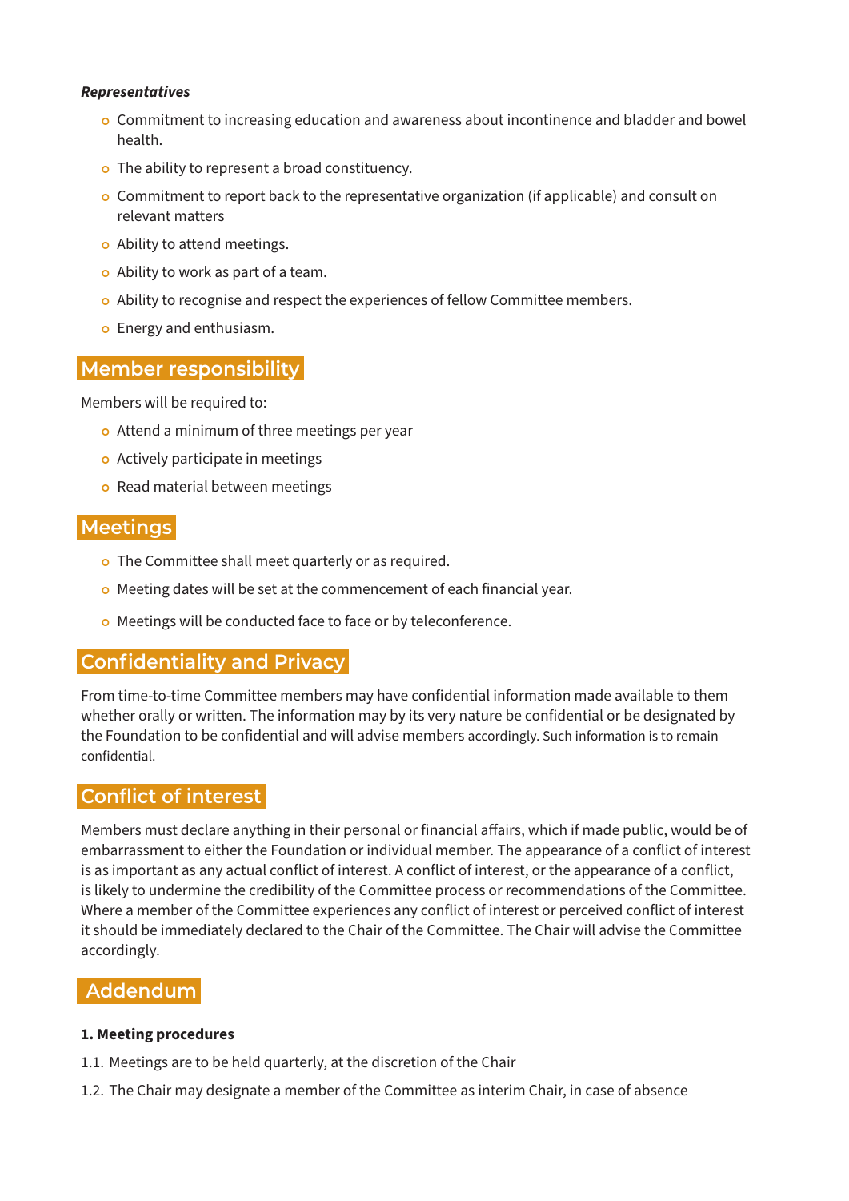***Representatives***

- Commitment to increasing education and awareness about incontinence and bladder and bowel health.
- The ability to represent a broad constituency.
- Commitment to report back to the representative organization (if applicable) and consult on relevant matters
- Ability to attend meetings.
- Ability to work as part of a team.
- Ability to recognise and respect the experiences of fellow Committee members.
- Energy and enthusiasm.

## Member responsibility

Members will be required to:

- Attend a minimum of three meetings per year
- Actively participate in meetings
- Read material between meetings

## Meetings

- The Committee shall meet quarterly or as required.
- Meeting dates will be set at the commencement of each financial year.
- Meetings will be conducted face to face or by teleconference.

## Confidentiality and Privacy

From time-to-time Committee members may have confidential information made available to them whether orally or written. The information may by its very nature be confidential or be designated by the Foundation to be confidential and will advise members accordingly. Such information is to remain confidential.

## Conflict of interest

Members must declare anything in their personal or financial affairs, which if made public, would be of embarrassment to either the Foundation or individual member. The appearance of a conflict of interest is as important as any actual conflict of interest. A conflict of interest, or the appearance of a conflict, is likely to undermine the credibility of the Committee process or recommendations of the Committee. Where a member of the Committee experiences any conflict of interest or perceived conflict of interest it should be immediately declared to the Chair of the Committee. The Chair will advise the Committee accordingly.

## Addendum

**1. Meeting procedures**

1.1. Meetings are to be held quarterly, at the discretion of the Chair

1.2. The Chair may designate a member of the Committee as interim Chair, in case of absence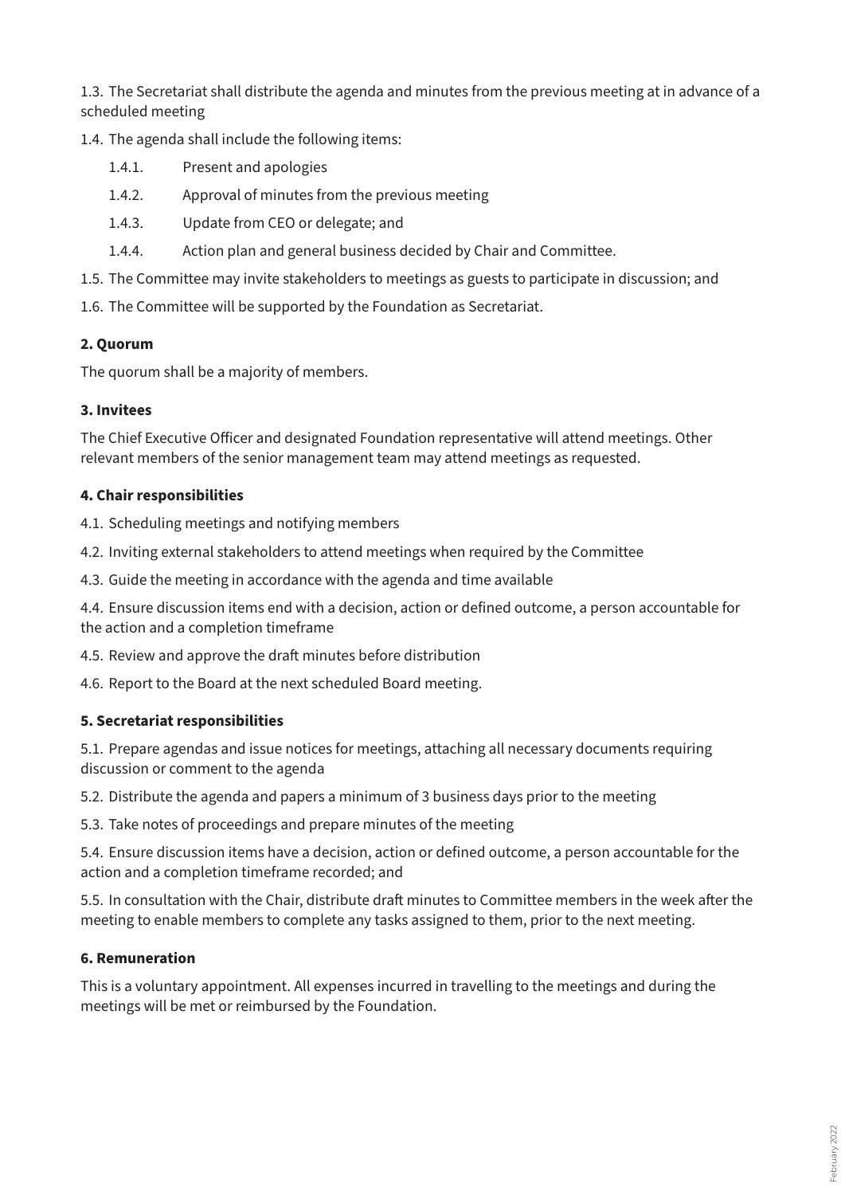1.3. The Secretariat shall distribute the agenda and minutes from the previous meeting at in advance of a scheduled meeting

1.4. The agenda shall include the following items:

1.4.1. Present and apologies

1.4.2. Approval of minutes from the previous meeting

1.4.3. Update from CEO or delegate; and

1.4.4. Action plan and general business decided by Chair and Committee.

1.5. The Committee may invite stakeholders to meetings as guests to participate in discussion; and

1.6. The Committee will be supported by the Foundation as Secretariat.

**2. Quorum**

The quorum shall be a majority of members.

**3. Invitees**

The Chief Executive Officer and designated Foundation representative will attend meetings. Other relevant members of the senior management team may attend meetings as requested.

**4. Chair responsibilities**

4.1. Scheduling meetings and notifying members

4.2. Inviting external stakeholders to attend meetings when required by the Committee

4.3. Guide the meeting in accordance with the agenda and time available

4.4. Ensure discussion items end with a decision, action or defined outcome, a person accountable for the action and a completion timeframe

4.5. Review and approve the draft minutes before distribution

4.6. Report to the Board at the next scheduled Board meeting.

**5. Secretariat responsibilities**

5.1. Prepare agendas and issue notices for meetings, attaching all necessary documents requiring discussion or comment to the agenda

5.2. Distribute the agenda and papers a minimum of 3 business days prior to the meeting

5.3. Take notes of proceedings and prepare minutes of the meeting

5.4. Ensure discussion items have a decision, action or defined outcome, a person accountable for the action and a completion timeframe recorded; and

5.5. In consultation with the Chair, distribute draft minutes to Committee members in the week after the meeting to enable members to complete any tasks assigned to them, prior to the next meeting.

**6. Remuneration**

This is a voluntary appointment. All expenses incurred in travelling to the meetings and during the meetings will be met or reimbursed by the Foundation.